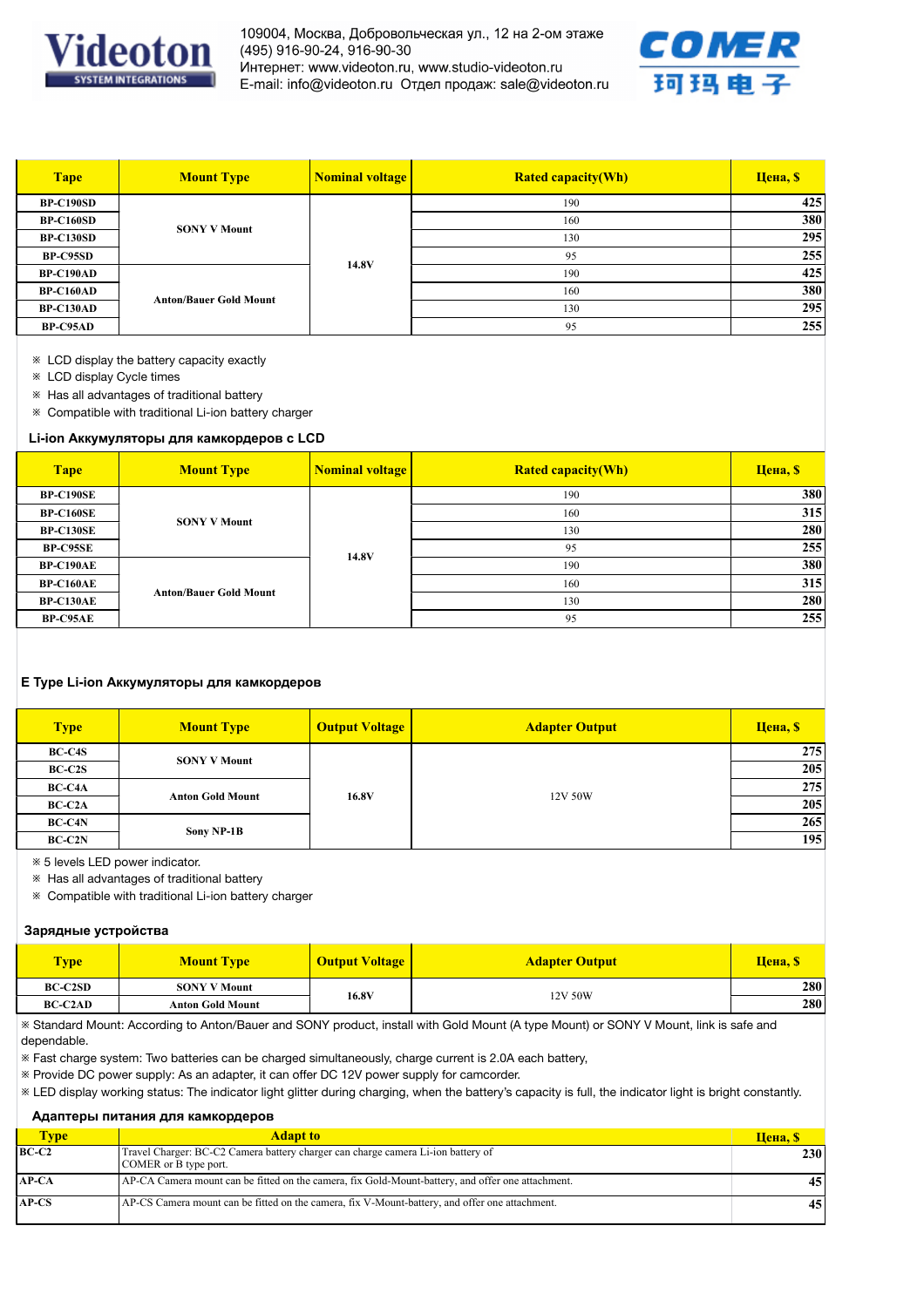Videoton SYSTEM INTEGRATIONS

109004, Москва, Добровольческая ул., 12 на 2-ом этаже
(495) 916-90-24, 916-90-30
Интернет: www.videoton.ru, www.studio-videoton.ru
E-mail: info@videoton.ru Отдел продаж: sale@videoton.ru

COMER 珂玛电子

| Tape | Mount Type | Nominal voltage | Rated capacity(Wh) | Цена, $ |
|---|---|---|---|---|
| BP-C190SD | SONY V Mount | 14.8V | 190 | 425 |
| BP-C160SD | | | 160 | 380 |
| BP-C130SD | | | 130 | 295 |
| BP-C95SD | | | 95 | 255 |
| BP-C190AD | Anton/Bauer Gold Mount | | 190 | 425 |
| BP-C160AD | | | 160 | 380 |
| BP-C130AD | | | 130 | 295 |
| BP-C95AD | | | 95 | 255 |

※ LCD display the battery capacity exactly
※ LCD display Cycle times
※ Has all advantages of traditional battery
※ Compatible with traditional Li-ion battery charger

### Li-ion Аккумуляторы для камкордеров с LCD

| Tape | Mount Type | Nominal voltage | Rated capacity(Wh) | Цена, $ |
|---|---|---|---|---|
| BP-C190SE | SONY V Mount | 14.8V | 190 | 380 |
| BP-C160SE | | | 160 | 315 |
| BP-C130SE | | | 130 | 280 |
| BP-C95SE | | | 95 | 255 |
| BP-C190AE | Anton/Bauer Gold Mount | | 190 | 380 |
| BP-C160AE | | | 160 | 315 |
| BP-C130AE | | | 130 | 280 |
| BP-C95AE | | | 95 | 255 |

### E Type Li-ion Аккумуляторы для камкордеров

| Type | Mount Type | Output Voltage | Adapter Output | Цена, $ |
|---|---|---|---|---|
| BC-C4S | SONY V Mount | 16.8V | 12V 50W | 275 |
| BC-C2S | | | | 205 |
| BC-C4A | Anton Gold Mount | | | 275 |
| BC-C2A | | | | 205 |
| BC-C4N | Sony NP-1B | | | 265 |
| BC-C2N | | | | 195 |

※ 5 levels LED power indicator.
※ Has all advantages of traditional battery
※ Compatible with traditional Li-ion battery charger

### Зарядные устройства

| Type | Mount Type | Output Voltage | Adapter Output | Цена, $ |
|---|---|---|---|---|
| BC-C2SD | SONY V Mount | 16.8V | 12V 50W | 280 |
| BC-C2AD | Anton Gold Mount | | | 280 |

※ Standard Mount: According to Anton/Bauer and SONY product, install with Gold Mount (A type Mount) or SONY V Mount, link is safe and dependable.
※ Fast charge system: Two batteries can be charged simultaneously, charge current is 2.0A each battery,
※ Provide DC power supply: As an adapter, it can offer DC 12V power supply for camcorder.
※ LED display working status: The indicator light glitter during charging, when the battery's capacity is full, the indicator light is bright constantly.

### Адаптеры питания для камкордеров

| Type | Adapt to | Цена, $ |
|---|---|---|
| BC-C2 | Travel Charger: BC-C2 Camera battery charger can charge camera Li-ion battery of COMER or B type port. | 230 |
| AP-CA | AP-CA Camera mount can be fitted on the camera, fix Gold-Mount-battery, and offer one attachment. | 45 |
| AP-CS | AP-CS Camera mount can be fitted on the camera, fix V-Mount-battery, and offer one attachment. | 45 |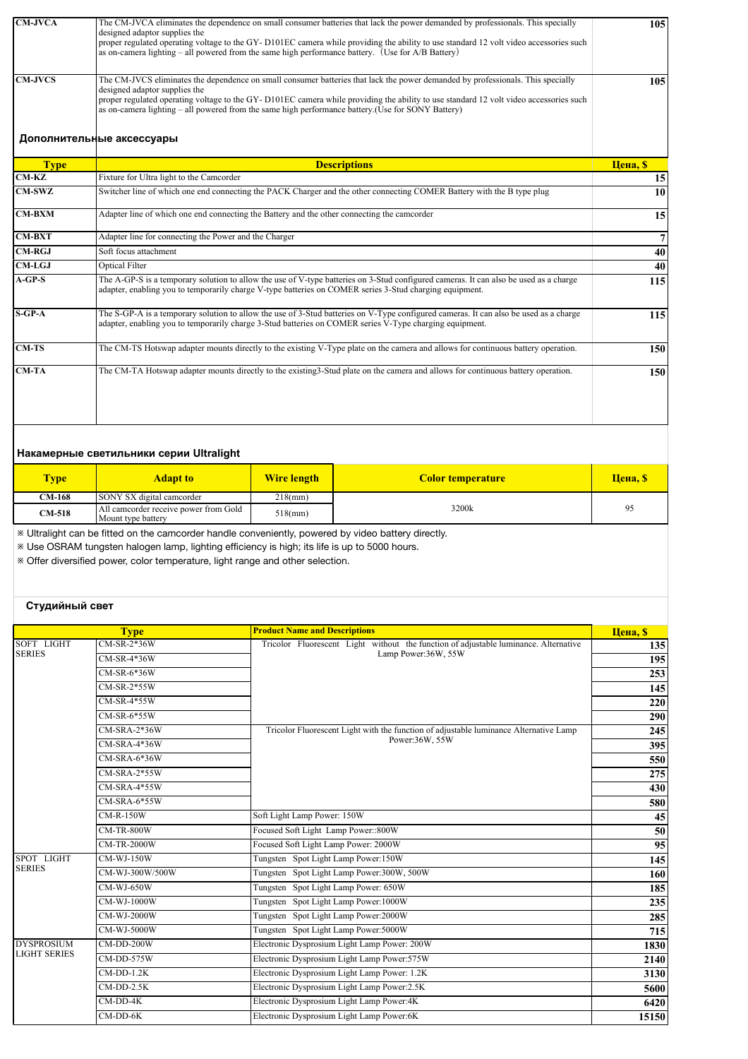| | | |
|---|---|---|
| CM-JVCA | The CM-JVCA eliminates the dependence on small consumer batteries that lack the power demanded by professionals. This specially designed adaptor supplies the proper regulated operating voltage to the GY- D101EC camera while providing the ability to use standard 12 volt video accessories such as on-camera lighting – all powered from the same high performance battery.（Use for A/B Battery） | 105 |
| CM-JVCS | The CM-JVCS eliminates the dependence on small consumer batteries that lack the power demanded by professionals. This specially designed adaptor supplies the proper regulated operating voltage to the GY- D101EC camera while providing the ability to use standard 12 volt video accessories such as on-camera lighting – all powered from the same high performance battery.(Use for SONY Battery) | 105 |

### Дополнительные аксессуары

| Type | Descriptions | Цена, $ |
|---|---|---|
| CM-KZ | Fixture for Ultra light to the Camcorder | 15 |
| CM-SWZ | Switcher line of which one end connecting the PACK Charger and the other connecting COMER Battery with the B type plug | 10 |
| CM-BXM | Adapter line of which one end connecting the Battery and the other connecting the camcorder | 15 |
| CM-BXT | Adapter line for connecting the Power and the Charger | 7 |
| CM-RGJ | Soft focus attachment | 40 |
| CM-LGJ | Optical Filter | 40 |
| A-GP-S | The A-GP-S is a temporary solution to allow the use of V-type batteries on 3-Stud configured cameras. It can also be used as a charge adapter, enabling you to temporarily charge V-type batteries on COMER series 3-Stud charging equipment. | 115 |
| S-GP-A | The S-GP-A is a temporary solution to allow the use of 3-Stud batteries on V-Type configured cameras. It can also be used as a charge adapter, enabling you to temporarily charge 3-Stud batteries on COMER series V-Type charging equipment. | 115 |
| CM-TS | The CM-TS Hotswap adapter mounts directly to the existing V-Type plate on the camera and allows for continuous battery operation. | 150 |
| CM-TA | The CM-TA Hotswap adapter mounts directly to the existing3-Stud plate on the camera and allows for continuous battery operation. | 150 |

### Накамерные светильники серии Ultralight

| Type | Adapt to | Wire length | Color temperature | Цена, $ |
|---|---|---|---|---|
| CM-168 | SONY SX digital camcorder | 218(mm) | 3200k | 95 |
| CM-518 | All camcorder receive power from Gold Mount type battery | 518(mm) | | |

※ Ultralight can be fitted on the camcorder handle conveniently, powered by video battery directly.

※ Use OSRAM tungsten halogen lamp, lighting efficiency is high; its life is up to 5000 hours.

※ Offer diversified power, color temperature, light range and other selection.

### Студийный свет

| Type | | Product Name and Descriptions | Цена, $ |
|---|---|---|---|
| SOFT LIGHT SERIES | CM-SR-2*36W | Tricolor Fluorescent Light without the function of adjustable luminance. Alternative Lamp Power:36W, 55W | 135 |
| | CM-SR-4*36W | | 195 |
| | CM-SR-6*36W | | 253 |
| | CM-SR-2*55W | | 145 |
| | CM-SR-4*55W | | 220 |
| | CM-SR-6*55W | | 290 |
| | CM-SRA-2*36W | Tricolor Fluorescent Light with the function of adjustable luminance Alternative Lamp Power:36W, 55W | 245 |
| | CM-SRA-4*36W | | 395 |
| | CM-SRA-6*36W | | 550 |
| | CM-SRA-2*55W | | 275 |
| | CM-SRA-4*55W | | 430 |
| | CM-SRA-6*55W | | 580 |
| | CM-R-150W | Soft Light Lamp Power: 150W | 45 |
| | CM-TR-800W | Focused Soft Light Lamp Power::800W | 50 |
| | CM-TR-2000W | Focused Soft Light Lamp Power: 2000W | 95 |
| SPOT LIGHT SERIES | CM-WJ-150W | Tungsten Spot Light Lamp Power:150W | 145 |
| | CM-WJ-300W/500W | Tungsten Spot Light Lamp Power:300W, 500W | 160 |
| | CM-WJ-650W | Tungsten Spot Light Lamp Power: 650W | 185 |
| | CM-WJ-1000W | Tungsten Spot Light Lamp Power:1000W | 235 |
| | CM-WJ-2000W | Tungsten Spot Light Lamp Power:2000W | 285 |
| | CM-WJ-5000W | Tungsten Spot Light Lamp Power:5000W | 715 |
| DYSPROSIUM LIGHT SERIES | CM-DD-200W | Electronic Dysprosium Light Lamp Power: 200W | 1830 |
| | CM-DD-575W | Electronic Dysprosium Light Lamp Power:575W | 2140 |
| | CM-DD-1.2K | Electronic Dysprosium Light Lamp Power: 1.2K | 3130 |
| | CM-DD-2.5K | Electronic Dysprosium Light Lamp Power:2.5K | 5600 |
| | CM-DD-4K | Electronic Dysprosium Light Lamp Power:4K | 6420 |
| | CM-DD-6K | Electronic Dysprosium Light Lamp Power:6K | 15150 |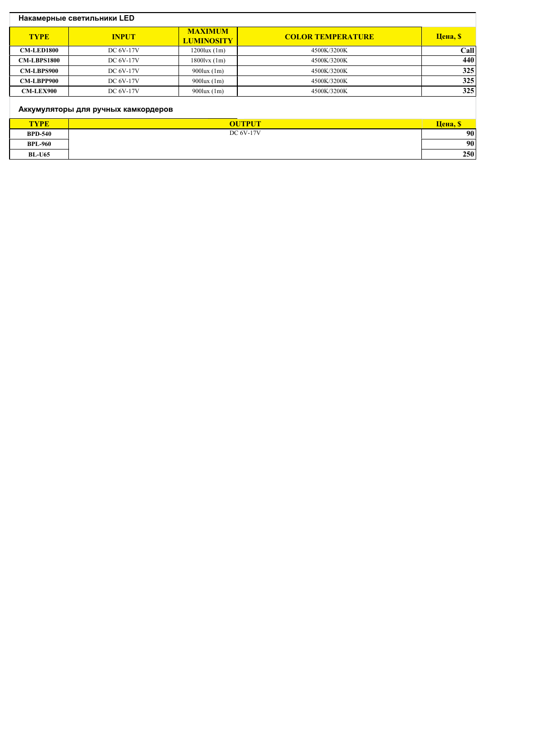### Накамерные светильники LED

| TYPE | INPUT | MAXIMUM LUMINOSITY | COLOR TEMPERATURE | Цена, $ |
|---|---|---|---|---|
| **CM-LED1800** | DC 6V-17V | 1200lux (1m) | 4500K/3200K | **Call** |
| **CM-LBPS1800** | DC 6V-17V | 1800lvx (1m) | 4500K/3200K | **440** |
| **CM-LBPS900** | DC 6V-17V | 900lux (1m) | 4500K/3200K | **325** |
| **CM-LBPP900** | DC 6V-17V | 900lux (1m) | 4500K/3200K | **325** |
| **CM-LEX900** | DC 6V-17V | 900lux (1m) | 4500K/3200K | **325** |

### Аккумуляторы для ручных камкордеров

| TYPE | OUTPUT | Цена, $ |
|---|---|---|
| **BPD-540** | DC 6V-17V | **90** |
| **BPL-960** | | **90** |
| **BL-U65** | | **250** |